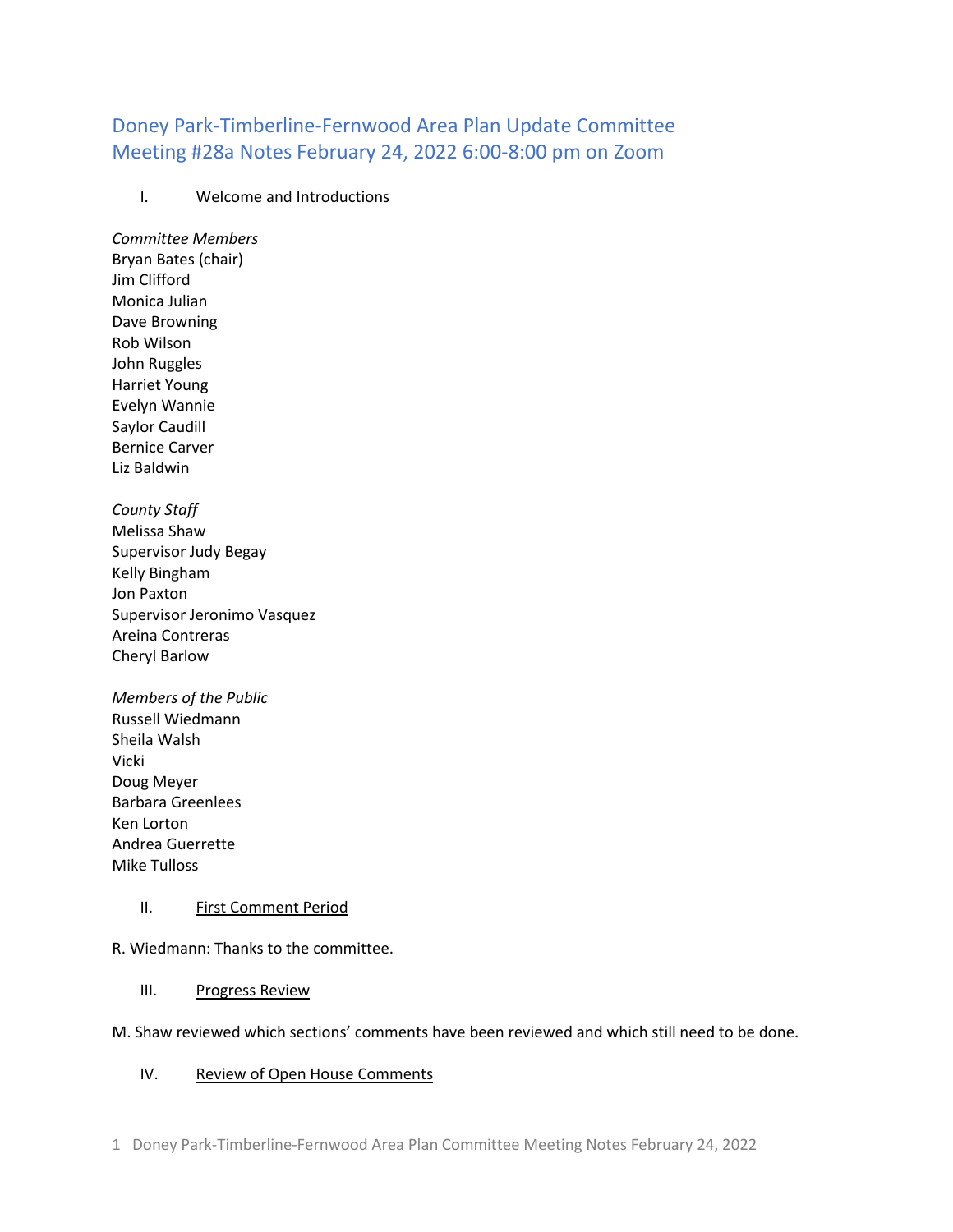# Doney Park-Timberline-Fernwood Area Plan Update Committee Meeting #28a Notes February 24, 2022 6:00-8:00 pm on Zoom

## I. Welcome and Introductions

*Committee Members*
Bryan Bates (chair)
Jim Clifford
Monica Julian
Dave Browning
Rob Wilson
John Ruggles
Harriet Young
Evelyn Wannie
Saylor Caudill
Bernice Carver
Liz Baldwin

*County Staff*
Melissa Shaw
Supervisor Judy Begay
Kelly Bingham
Jon Paxton
Supervisor Jeronimo Vasquez
Areina Contreras
Cheryl Barlow

*Members of the Public*
Russell Wiedmann
Sheila Walsh
Vicki
Doug Meyer
Barbara Greenlees
Ken Lorton
Andrea Guerrette
Mike Tulloss

## II. First Comment Period

R. Wiedmann: Thanks to the committee.

## III. Progress Review

M. Shaw reviewed which sections' comments have been reviewed and which still need to be done.

## IV. Review of Open House Comments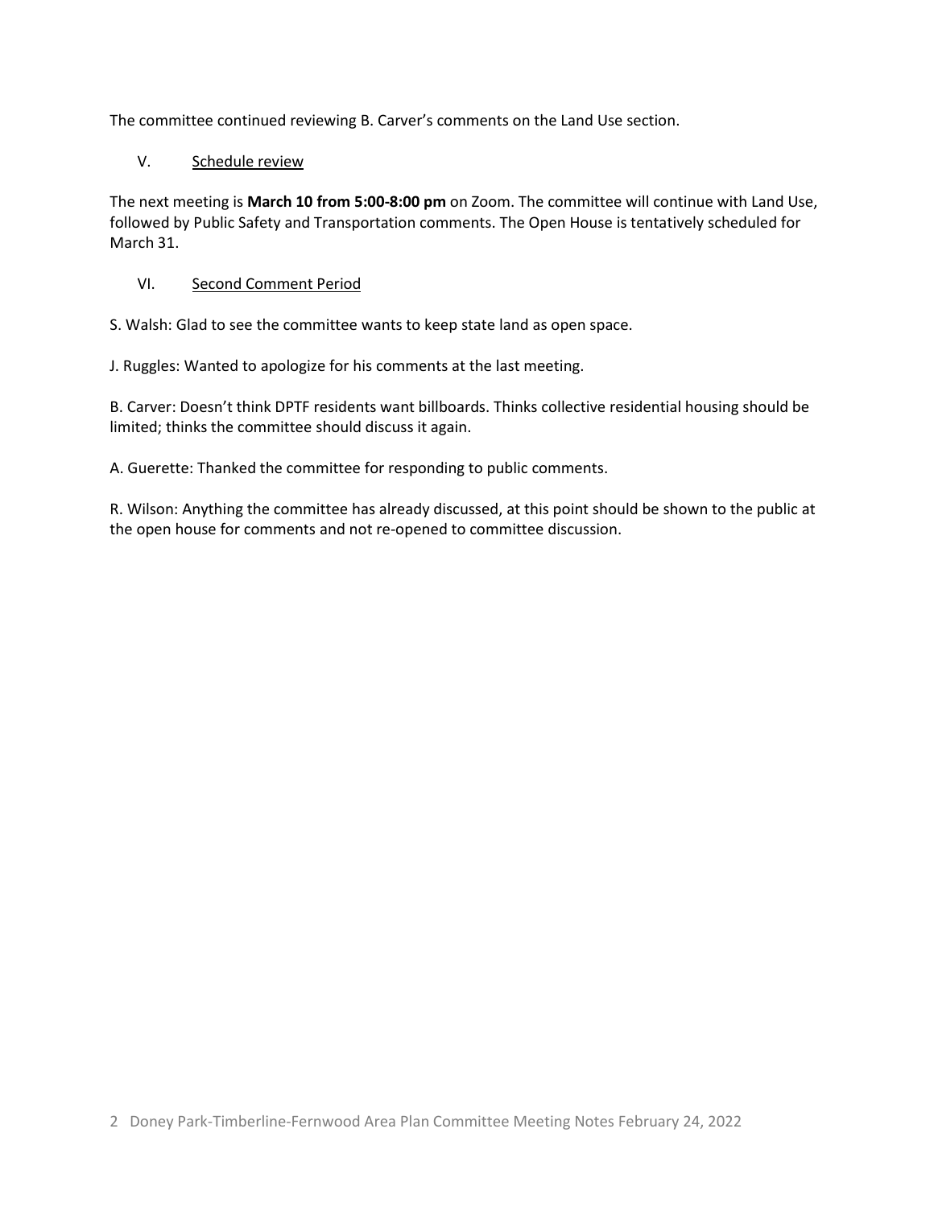The committee continued reviewing B. Carver's comments on the Land Use section.

## V. Schedule review

The next meeting is **March 10 from 5:00-8:00 pm** on Zoom. The committee will continue with Land Use, followed by Public Safety and Transportation comments. The Open House is tentatively scheduled for March 31.

## VI. Second Comment Period

S. Walsh: Glad to see the committee wants to keep state land as open space.

J. Ruggles: Wanted to apologize for his comments at the last meeting.

B. Carver: Doesn't think DPTF residents want billboards. Thinks collective residential housing should be limited; thinks the committee should discuss it again.

A. Guerette: Thanked the committee for responding to public comments.

R. Wilson: Anything the committee has already discussed, at this point should be shown to the public at the open house for comments and not re-opened to committee discussion.